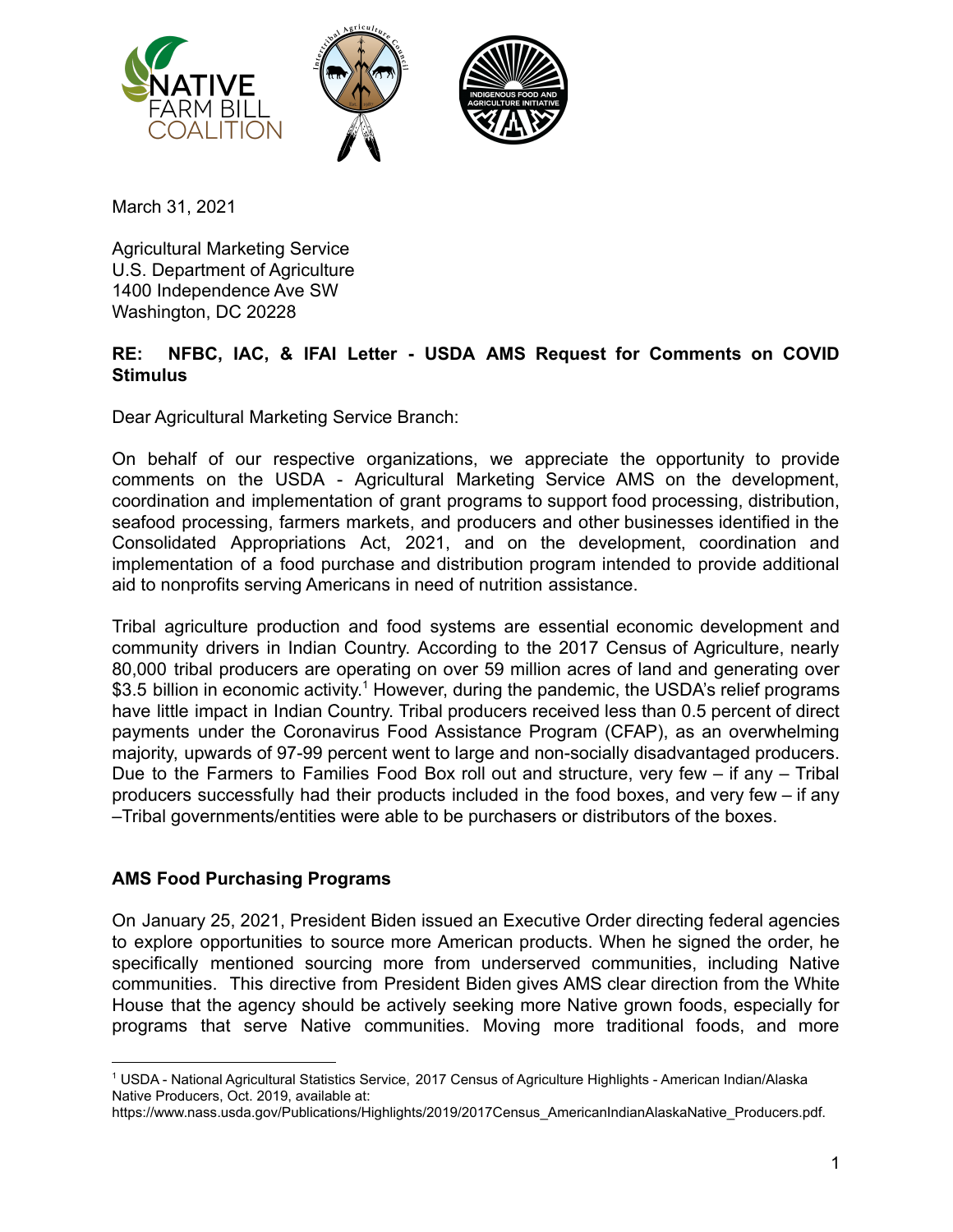March 31, 2021

Agricultural Marketing Service
U.S. Department of Agriculture
1400 Independence Ave SW
Washington, DC 20228

**RE: NFBC, IAC, & IFAI Letter - USDA AMS Request for Comments on COVID Stimulus**

Dear Agricultural Marketing Service Branch:

On behalf of our respective organizations, we appreciate the opportunity to provide comments on the USDA - Agricultural Marketing Service AMS on the development, coordination and implementation of grant programs to support food processing, distribution, seafood processing, farmers markets, and producers and other businesses identified in the Consolidated Appropriations Act, 2021, and on the development, coordination and implementation of a food purchase and distribution program intended to provide additional aid to nonprofits serving Americans in need of nutrition assistance.

Tribal agriculture production and food systems are essential economic development and community drivers in Indian Country. According to the 2017 Census of Agriculture, nearly 80,000 tribal producers are operating on over 59 million acres of land and generating over $3.5 billion in economic activity.[1] However, during the pandemic, the USDA's relief programs have little impact in Indian Country. Tribal producers received less than 0.5 percent of direct payments under the Coronavirus Food Assistance Program (CFAP), as an overwhelming majority, upwards of 97-99 percent went to large and non-socially disadvantaged producers. Due to the Farmers to Families Food Box roll out and structure, very few – if any – Tribal producers successfully had their products included in the food boxes, and very few – if any –Tribal governments/entities were able to be purchasers or distributors of the boxes.

## AMS Food Purchasing Programs

On January 25, 2021, President Biden issued an Executive Order directing federal agencies to explore opportunities to source more American products. When he signed the order, he specifically mentioned sourcing more from underserved communities, including Native communities. This directive from President Biden gives AMS clear direction from the White House that the agency should be actively seeking more Native grown foods, especially for programs that serve Native communities. Moving more traditional foods, and more

---

[1] USDA - National Agricultural Statistics Service, 2017 Census of Agriculture Highlights - American Indian/Alaska Native Producers, Oct. 2019, available at: https://www.nass.usda.gov/Publications/Highlights/2019/2017Census_AmericanIndianAlaskaNative_Producers.pdf.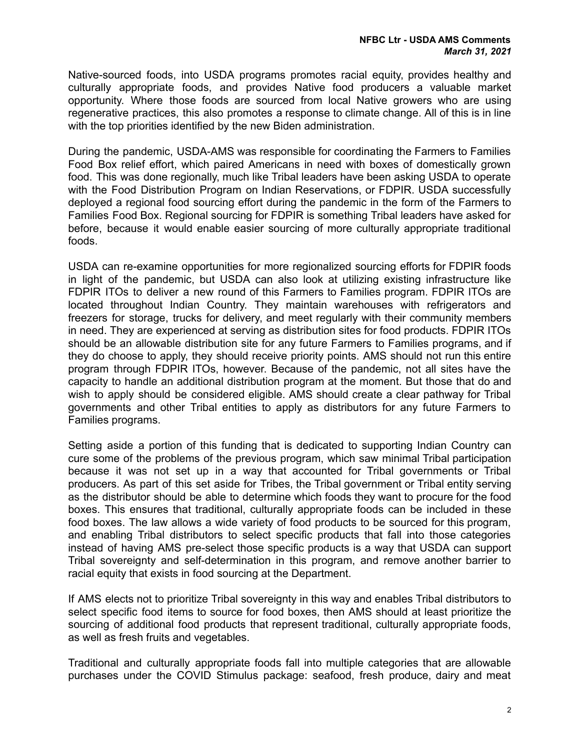Native-sourced foods, into USDA programs promotes racial equity, provides healthy and culturally appropriate foods, and provides Native food producers a valuable market opportunity. Where those foods are sourced from local Native growers who are using regenerative practices, this also promotes a response to climate change. All of this is in line with the top priorities identified by the new Biden administration.

During the pandemic, USDA-AMS was responsible for coordinating the Farmers to Families Food Box relief effort, which paired Americans in need with boxes of domestically grown food. This was done regionally, much like Tribal leaders have been asking USDA to operate with the Food Distribution Program on Indian Reservations, or FDPIR. USDA successfully deployed a regional food sourcing effort during the pandemic in the form of the Farmers to Families Food Box. Regional sourcing for FDPIR is something Tribal leaders have asked for before, because it would enable easier sourcing of more culturally appropriate traditional foods.

USDA can re-examine opportunities for more regionalized sourcing efforts for FDPIR foods in light of the pandemic, but USDA can also look at utilizing existing infrastructure like FDPIR ITOs to deliver a new round of this Farmers to Families program. FDPIR ITOs are located throughout Indian Country. They maintain warehouses with refrigerators and freezers for storage, trucks for delivery, and meet regularly with their community members in need. They are experienced at serving as distribution sites for food products. FDPIR ITOs should be an allowable distribution site for any future Farmers to Families programs, and if they do choose to apply, they should receive priority points. AMS should not run this entire program through FDPIR ITOs, however. Because of the pandemic, not all sites have the capacity to handle an additional distribution program at the moment. But those that do and wish to apply should be considered eligible. AMS should create a clear pathway for Tribal governments and other Tribal entities to apply as distributors for any future Farmers to Families programs.

Setting aside a portion of this funding that is dedicated to supporting Indian Country can cure some of the problems of the previous program, which saw minimal Tribal participation because it was not set up in a way that accounted for Tribal governments or Tribal producers. As part of this set aside for Tribes, the Tribal government or Tribal entity serving as the distributor should be able to determine which foods they want to procure for the food boxes. This ensures that traditional, culturally appropriate foods can be included in these food boxes. The law allows a wide variety of food products to be sourced for this program, and enabling Tribal distributors to select specific products that fall into those categories instead of having AMS pre-select those specific products is a way that USDA can support Tribal sovereignty and self-determination in this program, and remove another barrier to racial equity that exists in food sourcing at the Department.

If AMS elects not to prioritize Tribal sovereignty in this way and enables Tribal distributors to select specific food items to source for food boxes, then AMS should at least prioritize the sourcing of additional food products that represent traditional, culturally appropriate foods, as well as fresh fruits and vegetables.

Traditional and culturally appropriate foods fall into multiple categories that are allowable purchases under the COVID Stimulus package: seafood, fresh produce, dairy and meat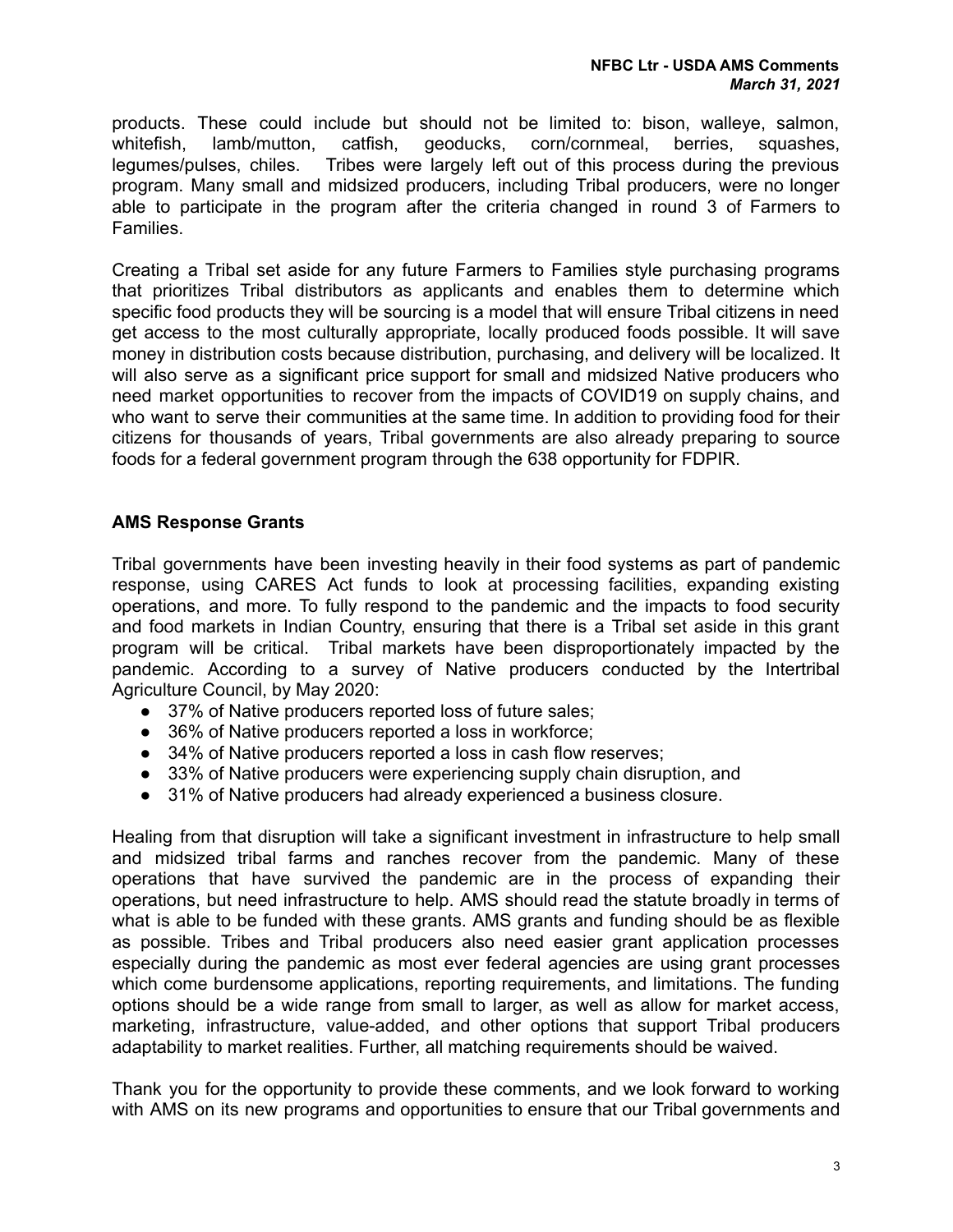products. These could include but should not be limited to: bison, walleye, salmon, whitefish, lamb/mutton, catfish, geoducks, corn/cornmeal, berries, squashes, legumes/pulses, chiles. Tribes were largely left out of this process during the previous program. Many small and midsized producers, including Tribal producers, were no longer able to participate in the program after the criteria changed in round 3 of Farmers to Families.

Creating a Tribal set aside for any future Farmers to Families style purchasing programs that prioritizes Tribal distributors as applicants and enables them to determine which specific food products they will be sourcing is a model that will ensure Tribal citizens in need get access to the most culturally appropriate, locally produced foods possible. It will save money in distribution costs because distribution, purchasing, and delivery will be localized. It will also serve as a significant price support for small and midsized Native producers who need market opportunities to recover from the impacts of COVID19 on supply chains, and who want to serve their communities at the same time. In addition to providing food for their citizens for thousands of years, Tribal governments are also already preparing to source foods for a federal government program through the 638 opportunity for FDPIR.

**AMS Response Grants**

Tribal governments have been investing heavily in their food systems as part of pandemic response, using CARES Act funds to look at processing facilities, expanding existing operations, and more. To fully respond to the pandemic and the impacts to food security and food markets in Indian Country, ensuring that there is a Tribal set aside in this grant program will be critical. Tribal markets have been disproportionately impacted by the pandemic. According to a survey of Native producers conducted by the Intertribal Agriculture Council, by May 2020:

- 37% of Native producers reported loss of future sales;
- 36% of Native producers reported a loss in workforce;
- 34% of Native producers reported a loss in cash flow reserves;
- 33% of Native producers were experiencing supply chain disruption, and
- 31% of Native producers had already experienced a business closure.

Healing from that disruption will take a significant investment in infrastructure to help small and midsized tribal farms and ranches recover from the pandemic. Many of these operations that have survived the pandemic are in the process of expanding their operations, but need infrastructure to help. AMS should read the statute broadly in terms of what is able to be funded with these grants. AMS grants and funding should be as flexible as possible. Tribes and Tribal producers also need easier grant application processes especially during the pandemic as most ever federal agencies are using grant processes which come burdensome applications, reporting requirements, and limitations. The funding options should be a wide range from small to larger, as well as allow for market access, marketing, infrastructure, value-added, and other options that support Tribal producers adaptability to market realities. Further, all matching requirements should be waived.

Thank you for the opportunity to provide these comments, and we look forward to working with AMS on its new programs and opportunities to ensure that our Tribal governments and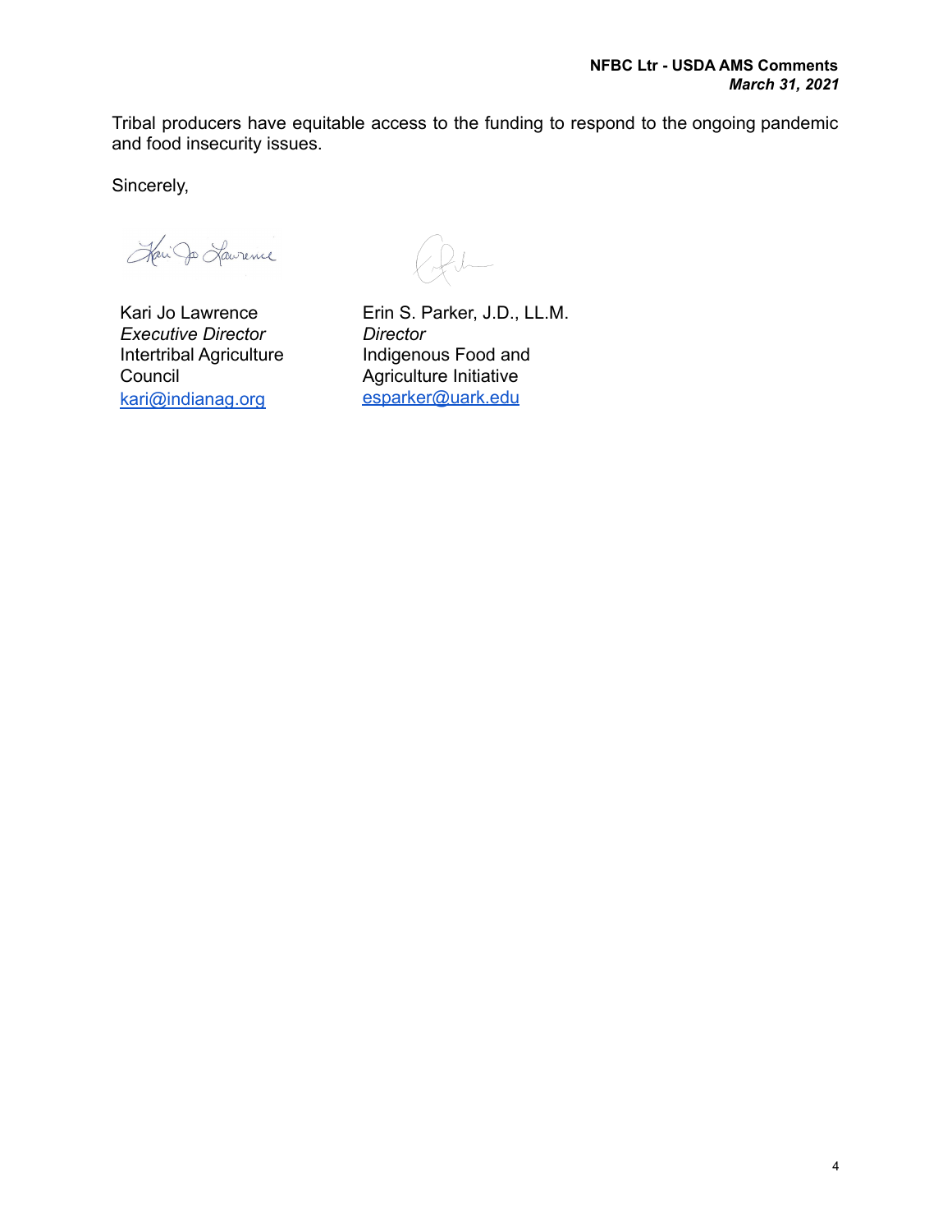Tribal producers have equitable access to the funding to respond to the ongoing pandemic and food insecurity issues.

Sincerely,

Kari Jo Lawrence
*Executive Director*
Intertribal Agriculture Council
kari@indianag.org

Erin S. Parker, J.D., LL.M.
*Director*
Indigenous Food and Agriculture Initiative
esparker@uark.edu